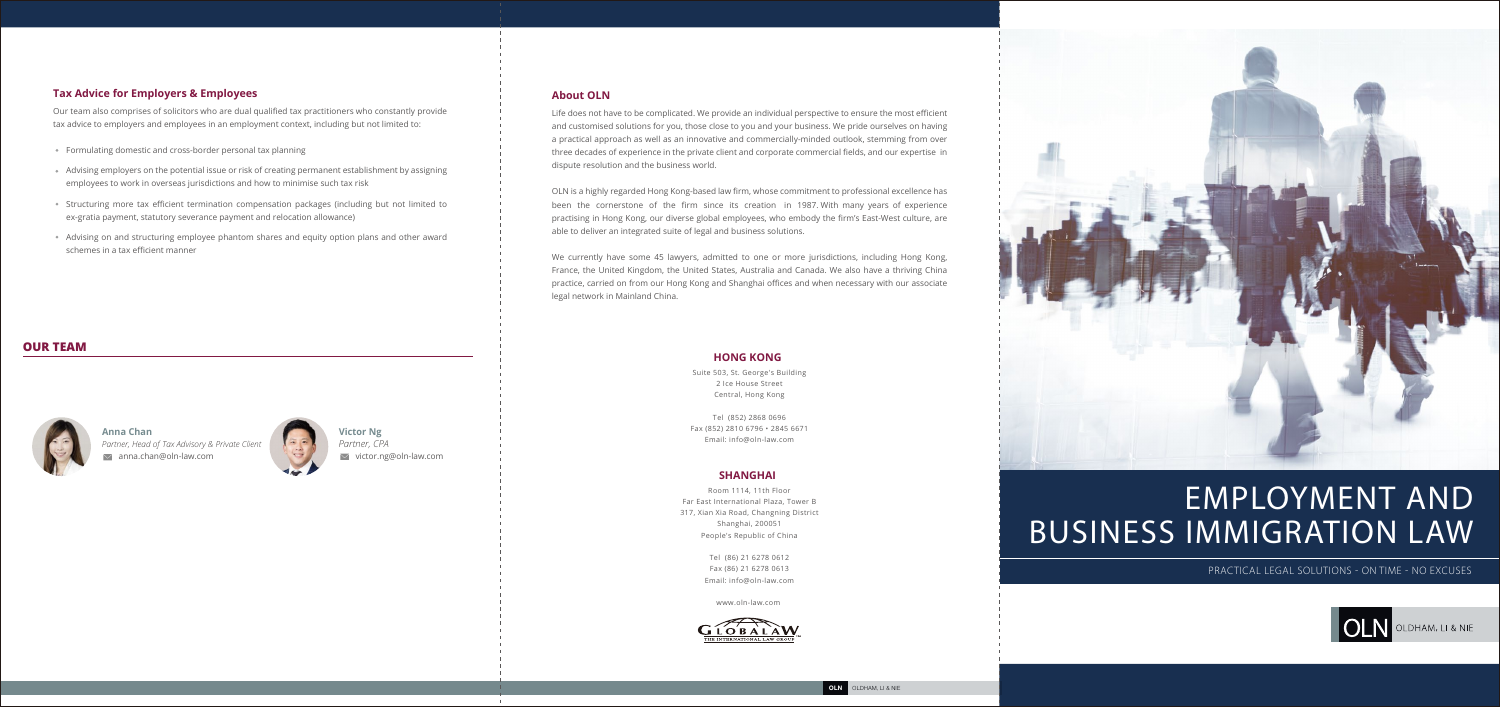## Tax Advice for Employers & Employees

Our team also comprises of solicitors who are dual qualified tax practitioners who constantly provide tax advice to employers and employees in an employment context, including but not limited to:

- Formulating domestic and cross-border personal tax planning
- Advising employers on the potential issue or risk of creating permanent establishment by assigning employees to work in overseas jurisdictions and how to minimise such tax risk
- Structuring more tax efficient termination compensation packages (including but not limited to ex-gratia payment, statutory severance payment and relocation allowance)
- Advising on and structuring employee phantom shares and equity option plans and other award schemes in a tax efficient manner

## OUR TEAM

**Anna Chan**
*Partner, Head of Tax Advisory & Private Client*
anna.chan@oln-law.com

**Victor Ng**
*Partner, CPA*
victor.ng@oln-law.com

## About OLN

Life does not have to be complicated. We provide an individual perspective to ensure the most efficient and customised solutions for you, those close to you and your business. We pride ourselves on having a practical approach as well as an innovative and commercially-minded outlook, stemming from over three decades of experience in the private client and corporate commercial fields, and our expertise in dispute resolution and the business world.

OLN is a highly regarded Hong Kong-based law firm, whose commitment to professional excellence has been the cornerstone of the firm since its creation in 1987. With many years of experience practising in Hong Kong, our diverse global employees, who embody the firm's East-West culture, are able to deliver an integrated suite of legal and business solutions.

We currently have some 45 lawyers, admitted to one or more jurisdictions, including Hong Kong, France, the United Kingdom, the United States, Australia and Canada. We also have a thriving China practice, carried on from our Hong Kong and Shanghai offices and when necessary with our associate legal network in Mainland China.

### HONG KONG

Suite 503, St. George's Building
2 Ice House Street
Central, Hong Kong

Tel (852) 2868 0696
Fax (852) 2810 6796 • 2845 6671
Email: info@oln-law.com

### SHANGHAI

Room 1114, 11th Floor
Far East International Plaza, Tower B
317, Xian Xia Road, Changning District
Shanghai, 200051
People's Republic of China

Tel (86) 21 6278 0612
Fax (86) 21 6278 0613
Email: info@oln-law.com

www.oln-law.com

GLOBALAW THE INTERNATIONAL LAW GROUP

# EMPLOYMENT AND BUSINESS IMMIGRATION LAW

PRACTICAL LEGAL SOLUTIONS - ON TIME - NO EXCUSES

OLN OLDHAM, LI & NIE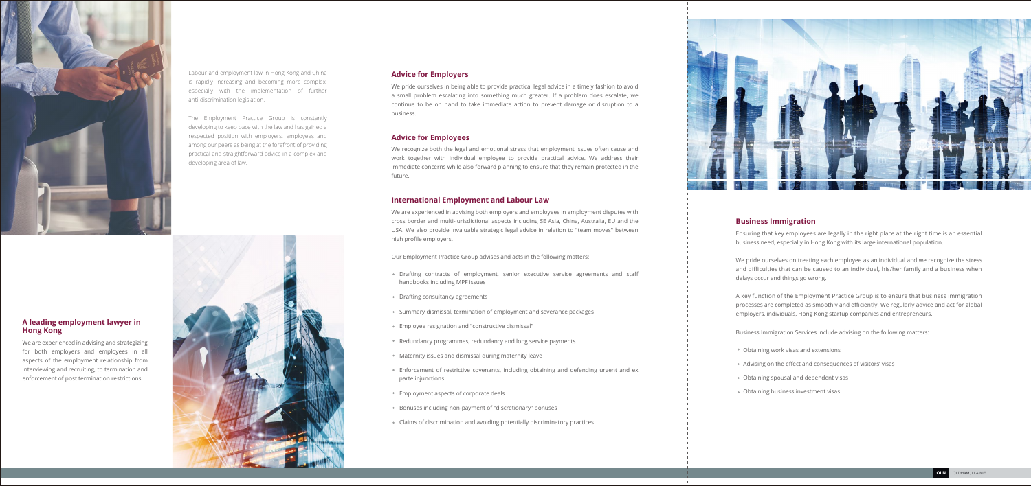Labour and employment law in Hong Kong and China is rapidly increasing and becoming more complex, especially with the implementation of further anti-discrimination legislation.

The Employment Practice Group is constantly developing to keep pace with the law and has gained a respected position with employers, employees and among our peers as being at the forefront of providing practical and straightforward advice in a complex and developing area of law.

## A leading employment lawyer in Hong Kong

We are experienced in advising and strategizing for both employers and employees in all aspects of the employment relationship from interviewing and recruiting, to termination and enforcement of post termination restrictions.

## Advice for Employers

We pride ourselves in being able to provide practical legal advice in a timely fashion to avoid a small problem escalating into something much greater. If a problem does escalate, we continue to be on hand to take immediate action to prevent damage or disruption to a business.

## Advice for Employees

We recognize both the legal and emotional stress that employment issues often cause and work together with individual employee to provide practical advice. We address their immediate concerns while also forward planning to ensure that they remain protected in the future.

## International Employment and Labour Law

We are experienced in advising both employers and employees in employment disputes with cross border and multi-jurisdictional aspects including SE Asia, China, Australia, EU and the USA. We also provide invaluable strategic legal advice in relation to "team moves" between high profile employers.

Our Employment Practice Group advises and acts in the following matters:

- Drafting contracts of employment, senior executive service agreements and staff handbooks including MPF issues
- Drafting consultancy agreements
- Summary dismissal, termination of employment and severance packages
- Employee resignation and "constructive dismissal"
- Redundancy programmes, redundancy and long service payments
- Maternity issues and dismissal during maternity leave
- Enforcement of restrictive covenants, including obtaining and defending urgent and ex parte injunctions
- Employment aspects of corporate deals
- Bonuses including non-payment of "discretionary" bonuses
- Claims of discrimination and avoiding potentially discriminatory practices

## Business Immigration

Ensuring that key employees are legally in the right place at the right time is an essential business need, especially in Hong Kong with its large international population.

We pride ourselves on treating each employee as an individual and we recognize the stress and difficulties that can be caused to an individual, his/her family and a business when delays occur and things go wrong.

A key function of the Employment Practice Group is to ensure that business immigration processes are completed as smoothly and efficiently. We regularly advice and act for global employers, individuals, Hong Kong startup companies and entrepreneurs.

Business Immigration Services include advising on the following matters:

- Obtaining work visas and extensions
- Advising on the effect and consequences of visitors' visas
- Obtaining spousal and dependent visas
- Obtaining business investment visas